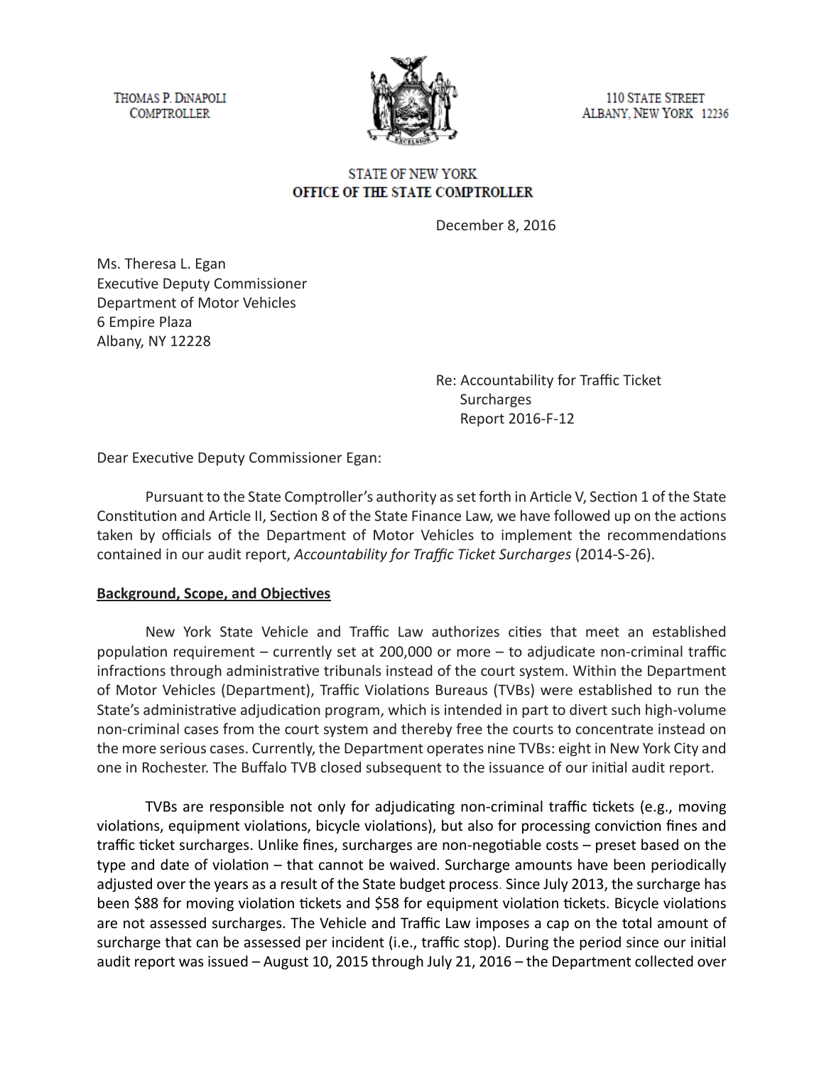THOMAS P. DiNAPOLI
COMPTROLLER

110 STATE STREET
ALBANY, NEW YORK 12236

STATE OF NEW YORK
**OFFICE OF THE STATE COMPTROLLER**

December 8, 2016

Ms. Theresa L. Egan
Executive Deputy Commissioner
Department of Motor Vehicles
6 Empire Plaza
Albany, NY 12228

Re: Accountability for Traffic Ticket Surcharges
Report 2016-F-12

Dear Executive Deputy Commissioner Egan:

Pursuant to the State Comptroller's authority as set forth in Article V, Section 1 of the State Constitution and Article II, Section 8 of the State Finance Law, we have followed up on the actions taken by officials of the Department of Motor Vehicles to implement the recommendations contained in our audit report, *Accountability for Traffic Ticket Surcharges* (2014-S-26).

**Background, Scope, and Objectives**

New York State Vehicle and Traffic Law authorizes cities that meet an established population requirement – currently set at 200,000 or more – to adjudicate non-criminal traffic infractions through administrative tribunals instead of the court system. Within the Department of Motor Vehicles (Department), Traffic Violations Bureaus (TVBs) were established to run the State's administrative adjudication program, which is intended in part to divert such high-volume non-criminal cases from the court system and thereby free the courts to concentrate instead on the more serious cases. Currently, the Department operates nine TVBs: eight in New York City and one in Rochester. The Buffalo TVB closed subsequent to the issuance of our initial audit report.

TVBs are responsible not only for adjudicating non-criminal traffic tickets (e.g., moving violations, equipment violations, bicycle violations), but also for processing conviction fines and traffic ticket surcharges. Unlike fines, surcharges are non-negotiable costs – preset based on the type and date of violation – that cannot be waived. Surcharge amounts have been periodically adjusted over the years as a result of the State budget process. Since July 2013, the surcharge has been $88 for moving violation tickets and $58 for equipment violation tickets. Bicycle violations are not assessed surcharges. The Vehicle and Traffic Law imposes a cap on the total amount of surcharge that can be assessed per incident (i.e., traffic stop). During the period since our initial audit report was issued – August 10, 2015 through July 21, 2016 – the Department collected over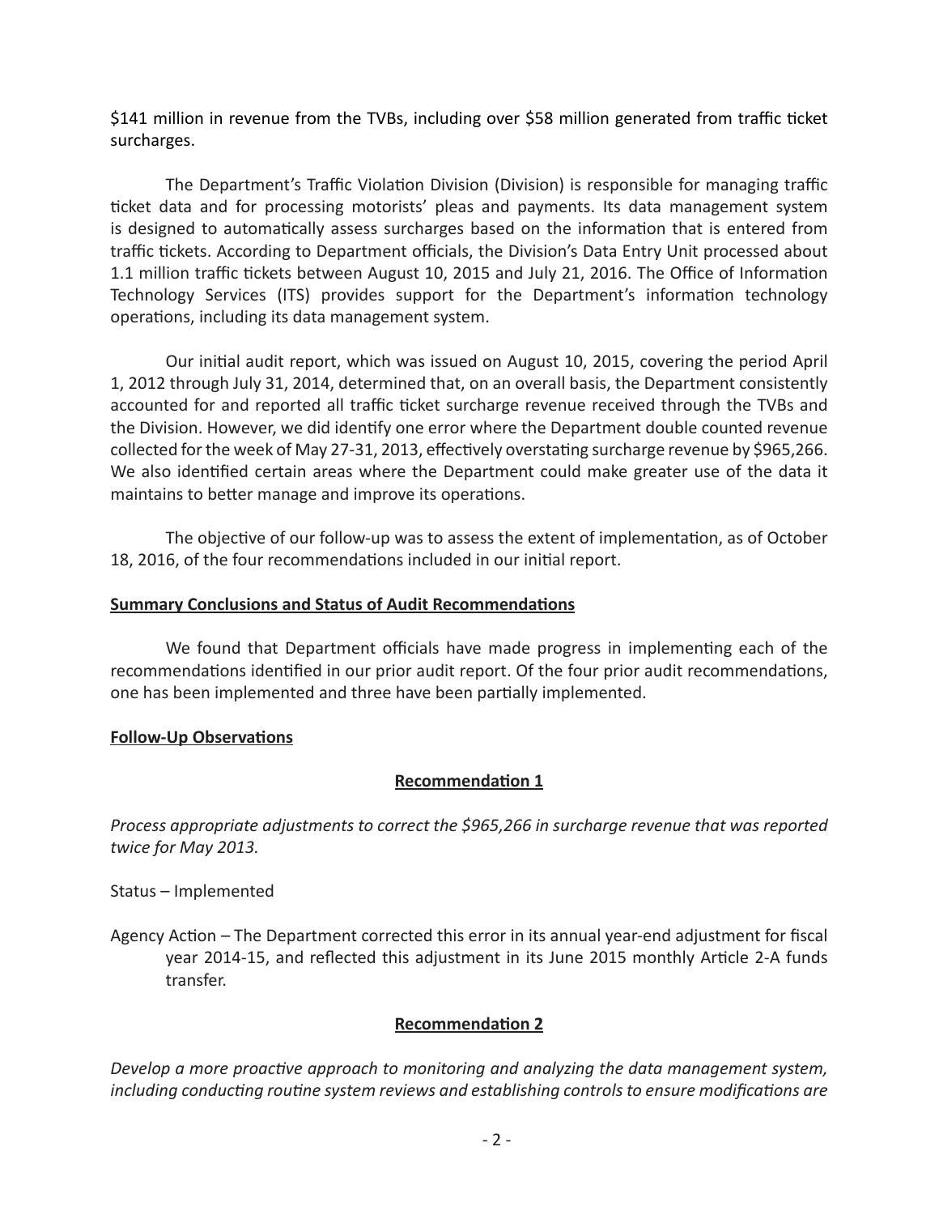$141 million in revenue from the TVBs, including over $58 million generated from traffic ticket surcharges.

The Department's Traffic Violation Division (Division) is responsible for managing traffic ticket data and for processing motorists' pleas and payments. Its data management system is designed to automatically assess surcharges based on the information that is entered from traffic tickets. According to Department officials, the Division's Data Entry Unit processed about 1.1 million traffic tickets between August 10, 2015 and July 21, 2016. The Office of Information Technology Services (ITS) provides support for the Department's information technology operations, including its data management system.

Our initial audit report, which was issued on August 10, 2015, covering the period April 1, 2012 through July 31, 2014, determined that, on an overall basis, the Department consistently accounted for and reported all traffic ticket surcharge revenue received through the TVBs and the Division. However, we did identify one error where the Department double counted revenue collected for the week of May 27-31, 2013, effectively overstating surcharge revenue by $965,266. We also identified certain areas where the Department could make greater use of the data it maintains to better manage and improve its operations.

The objective of our follow-up was to assess the extent of implementation, as of October 18, 2016, of the four recommendations included in our initial report.

**Summary Conclusions and Status of Audit Recommendations**

We found that Department officials have made progress in implementing each of the recommendations identified in our prior audit report. Of the four prior audit recommendations, one has been implemented and three have been partially implemented.

**Follow-Up Observations**

**Recommendation 1**

*Process appropriate adjustments to correct the $965,266 in surcharge revenue that was reported twice for May 2013.*

Status – Implemented

Agency Action – The Department corrected this error in its annual year-end adjustment for fiscal year 2014-15, and reflected this adjustment in its June 2015 monthly Article 2-A funds transfer.

**Recommendation 2**

*Develop a more proactive approach to monitoring and analyzing the data management system, including conducting routine system reviews and establishing controls to ensure modifications are*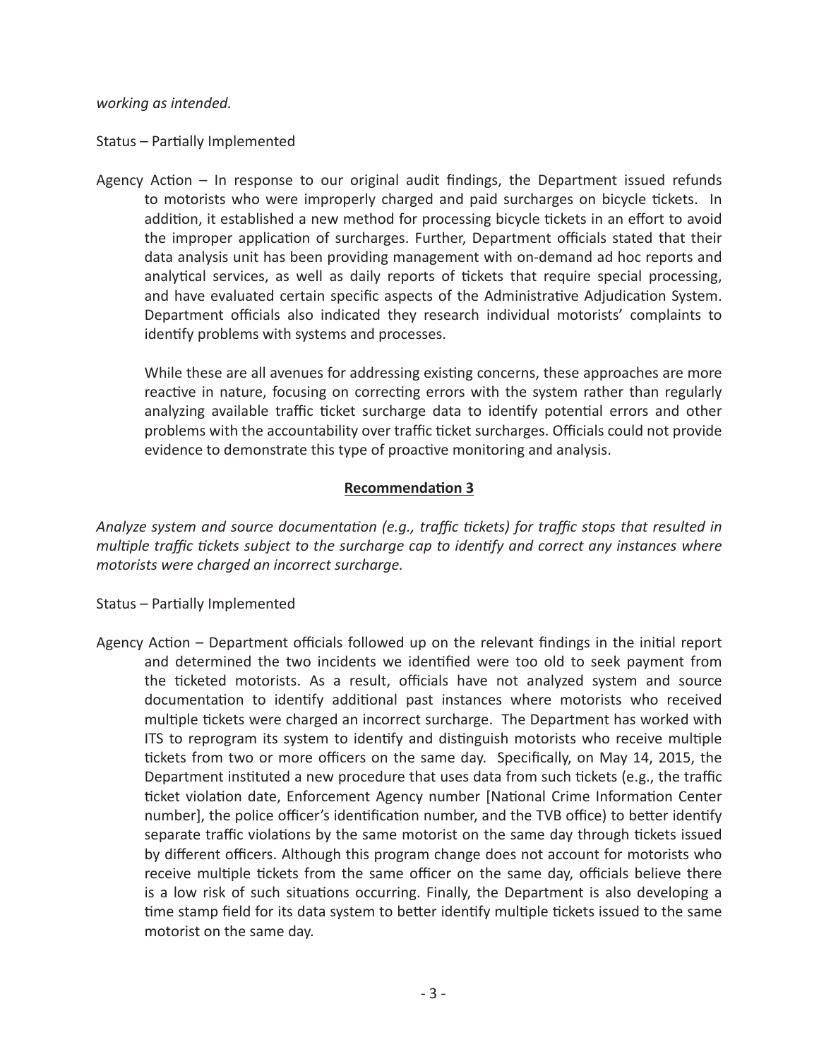*working as intended.*

Status – Partially Implemented

Agency Action – In response to our original audit findings, the Department issued refunds to motorists who were improperly charged and paid surcharges on bicycle tickets. In addition, it established a new method for processing bicycle tickets in an effort to avoid the improper application of surcharges. Further, Department officials stated that their data analysis unit has been providing management with on-demand ad hoc reports and analytical services, as well as daily reports of tickets that require special processing, and have evaluated certain specific aspects of the Administrative Adjudication System. Department officials also indicated they research individual motorists' complaints to identify problems with systems and processes.

While these are all avenues for addressing existing concerns, these approaches are more reactive in nature, focusing on correcting errors with the system rather than regularly analyzing available traffic ticket surcharge data to identify potential errors and other problems with the accountability over traffic ticket surcharges. Officials could not provide evidence to demonstrate this type of proactive monitoring and analysis.

**Recommendation 3**

*Analyze system and source documentation (e.g., traffic tickets) for traffic stops that resulted in multiple traffic tickets subject to the surcharge cap to identify and correct any instances where motorists were charged an incorrect surcharge.*

Status – Partially Implemented

Agency Action – Department officials followed up on the relevant findings in the initial report and determined the two incidents we identified were too old to seek payment from the ticketed motorists. As a result, officials have not analyzed system and source documentation to identify additional past instances where motorists who received multiple tickets were charged an incorrect surcharge. The Department has worked with ITS to reprogram its system to identify and distinguish motorists who receive multiple tickets from two or more officers on the same day. Specifically, on May 14, 2015, the Department instituted a new procedure that uses data from such tickets (e.g., the traffic ticket violation date, Enforcement Agency number [National Crime Information Center number], the police officer's identification number, and the TVB office) to better identify separate traffic violations by the same motorist on the same day through tickets issued by different officers. Although this program change does not account for motorists who receive multiple tickets from the same officer on the same day, officials believe there is a low risk of such situations occurring. Finally, the Department is also developing a time stamp field for its data system to better identify multiple tickets issued to the same motorist on the same day.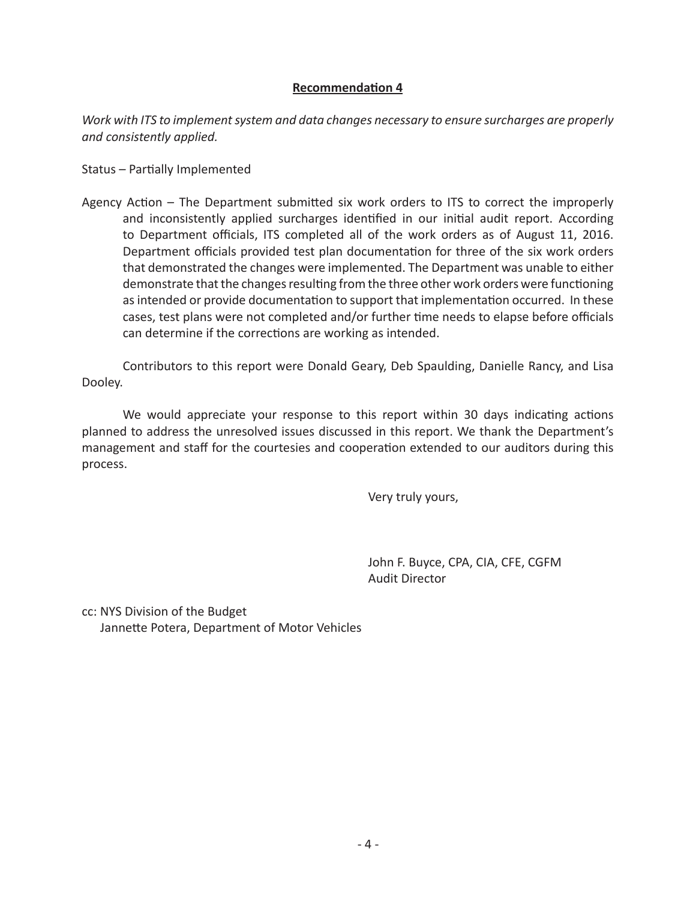**Recommendation 4**

*Work with ITS to implement system and data changes necessary to ensure surcharges are properly and consistently applied.*

Status – Partially Implemented

Agency Action – The Department submitted six work orders to ITS to correct the improperly and inconsistently applied surcharges identified in our initial audit report. According to Department officials, ITS completed all of the work orders as of August 11, 2016. Department officials provided test plan documentation for three of the six work orders that demonstrated the changes were implemented. The Department was unable to either demonstrate that the changes resulting from the three other work orders were functioning as intended or provide documentation to support that implementation occurred. In these cases, test plans were not completed and/or further time needs to elapse before officials can determine if the corrections are working as intended.

Contributors to this report were Donald Geary, Deb Spaulding, Danielle Rancy, and Lisa Dooley.

We would appreciate your response to this report within 30 days indicating actions planned to address the unresolved issues discussed in this report. We thank the Department's management and staff for the courtesies and cooperation extended to our auditors during this process.

Very truly yours,

John F. Buyce, CPA, CIA, CFE, CGFM
Audit Director

cc: NYS Division of the Budget
Jannette Potera, Department of Motor Vehicles